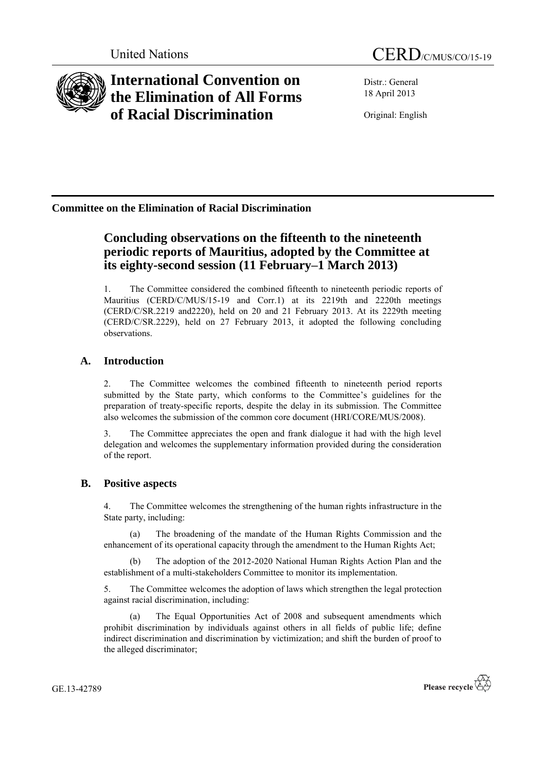United Nations CERD/C/MUS/CO/15-19

# International Convention on the Elimination of All Forms of Racial Discrimination

Distr.: General
18 April 2013

Original: English

**Committee on the Elimination of Racial Discrimination**

## Concluding observations on the fifteenth to the nineteenth periodic reports of Mauritius, adopted by the Committee at its eighty-second session (11 February–1 March 2013)

1. The Committee considered the combined fifteenth to nineteenth periodic reports of Mauritius (CERD/C/MUS/15-19 and Corr.1) at its 2219th and 2220th meetings (CERD/C/SR.2219 and2220), held on 20 and 21 February 2013. At its 2229th meeting (CERD/C/SR.2229), held on 27 February 2013, it adopted the following concluding observations.

## A. Introduction

2. The Committee welcomes the combined fifteenth to nineteenth period reports submitted by the State party, which conforms to the Committee's guidelines for the preparation of treaty-specific reports, despite the delay in its submission. The Committee also welcomes the submission of the common core document (HRI/CORE/MUS/2008).

3. The Committee appreciates the open and frank dialogue it had with the high level delegation and welcomes the supplementary information provided during the consideration of the report.

## B. Positive aspects

4. The Committee welcomes the strengthening of the human rights infrastructure in the State party, including:

(a) The broadening of the mandate of the Human Rights Commission and the enhancement of its operational capacity through the amendment to the Human Rights Act;

(b) The adoption of the 2012-2020 National Human Rights Action Plan and the establishment of a multi-stakeholders Committee to monitor its implementation.

5. The Committee welcomes the adoption of laws which strengthen the legal protection against racial discrimination, including:

(a) The Equal Opportunities Act of 2008 and subsequent amendments which prohibit discrimination by individuals against others in all fields of public life; define indirect discrimination and discrimination by victimization; and shift the burden of proof to the alleged discriminator;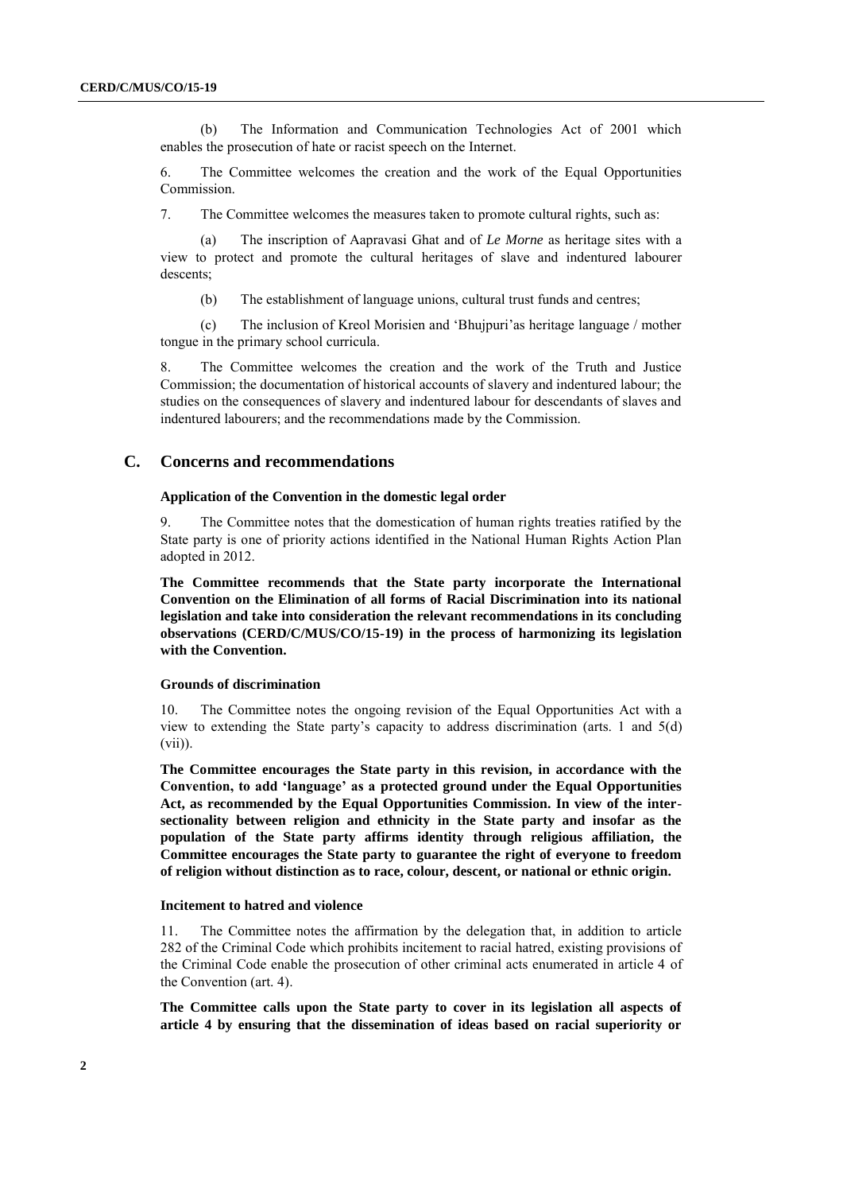(b) The Information and Communication Technologies Act of 2001 which enables the prosecution of hate or racist speech on the Internet.

6. The Committee welcomes the creation and the work of the Equal Opportunities Commission.

7. The Committee welcomes the measures taken to promote cultural rights, such as:

(a) The inscription of Aapravasi Ghat and of *Le Morne* as heritage sites with a view to protect and promote the cultural heritages of slave and indentured labourer descents;

(b) The establishment of language unions, cultural trust funds and centres;

(c) The inclusion of Kreol Morisien and 'Bhujpuri'as heritage language / mother tongue in the primary school curricula.

8. The Committee welcomes the creation and the work of the Truth and Justice Commission; the documentation of historical accounts of slavery and indentured labour; the studies on the consequences of slavery and indentured labour for descendants of slaves and indentured labourers; and the recommendations made by the Commission.

## C. Concerns and recommendations

### Application of the Convention in the domestic legal order

9. The Committee notes that the domestication of human rights treaties ratified by the State party is one of priority actions identified in the National Human Rights Action Plan adopted in 2012.

**The Committee recommends that the State party incorporate the International Convention on the Elimination of all forms of Racial Discrimination into its national legislation and take into consideration the relevant recommendations in its concluding observations (CERD/C/MUS/CO/15-19) in the process of harmonizing its legislation with the Convention.**

### Grounds of discrimination

10. The Committee notes the ongoing revision of the Equal Opportunities Act with a view to extending the State party's capacity to address discrimination (arts. 1 and 5(d)(vii)).

**The Committee encourages the State party in this revision, in accordance with the Convention, to add 'language' as a protected ground under the Equal Opportunities Act, as recommended by the Equal Opportunities Commission. In view of the inter-sectionality between religion and ethnicity in the State party and insofar as the population of the State party affirms identity through religious affiliation, the Committee encourages the State party to guarantee the right of everyone to freedom of religion without distinction as to race, colour, descent, or national or ethnic origin.**

### Incitement to hatred and violence

11. The Committee notes the affirmation by the delegation that, in addition to article 282 of the Criminal Code which prohibits incitement to racial hatred, existing provisions of the Criminal Code enable the prosecution of other criminal acts enumerated in article 4 of the Convention (art. 4).

**The Committee calls upon the State party to cover in its legislation all aspects of article 4 by ensuring that the dissemination of ideas based on racial superiority or**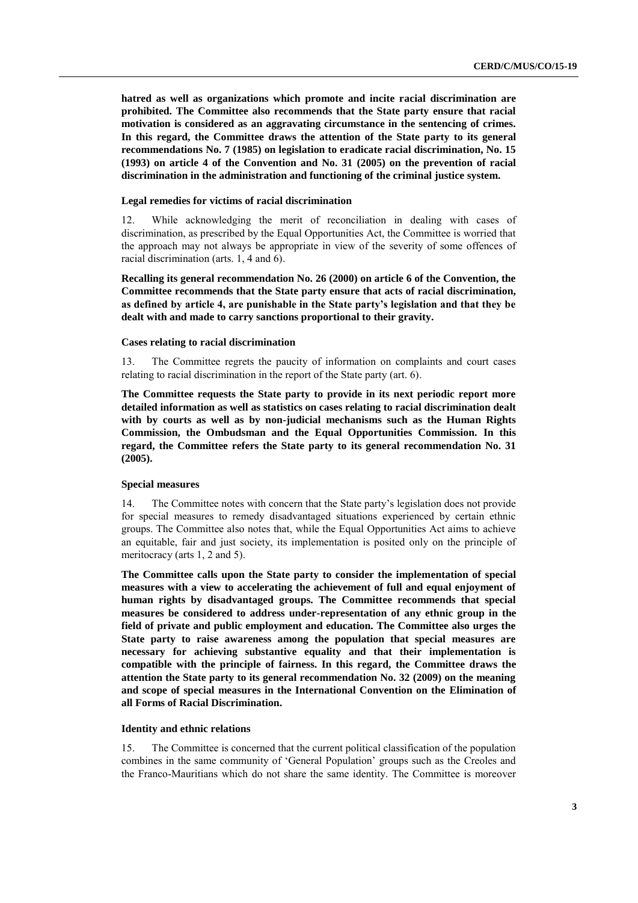**hatred as well as organizations which promote and incite racial discrimination are prohibited. The Committee also recommends that the State party ensure that racial motivation is considered as an aggravating circumstance in the sentencing of crimes. In this regard, the Committee draws the attention of the State party to its general recommendations No. 7 (1985) on legislation to eradicate racial discrimination, No. 15 (1993) on article 4 of the Convention and No. 31 (2005) on the prevention of racial discrimination in the administration and functioning of the criminal justice system.**

#### Legal remedies for victims of racial discrimination

12. While acknowledging the merit of reconciliation in dealing with cases of discrimination, as prescribed by the Equal Opportunities Act, the Committee is worried that the approach may not always be appropriate in view of the severity of some offences of racial discrimination (arts. 1, 4 and 6).

**Recalling its general recommendation No. 26 (2000) on article 6 of the Convention, the Committee recommends that the State party ensure that acts of racial discrimination, as defined by article 4, are punishable in the State party's legislation and that they be dealt with and made to carry sanctions proportional to their gravity.**

#### Cases relating to racial discrimination

13. The Committee regrets the paucity of information on complaints and court cases relating to racial discrimination in the report of the State party (art. 6).

**The Committee requests the State party to provide in its next periodic report more detailed information as well as statistics on cases relating to racial discrimination dealt with by courts as well as by non-judicial mechanisms such as the Human Rights Commission, the Ombudsman and the Equal Opportunities Commission. In this regard, the Committee refers the State party to its general recommendation No. 31 (2005).**

#### Special measures

14. The Committee notes with concern that the State party's legislation does not provide for special measures to remedy disadvantaged situations experienced by certain ethnic groups. The Committee also notes that, while the Equal Opportunities Act aims to achieve an equitable, fair and just society, its implementation is posited only on the principle of meritocracy (arts 1, 2 and 5).

**The Committee calls upon the State party to consider the implementation of special measures with a view to accelerating the achievement of full and equal enjoyment of human rights by disadvantaged groups. The Committee recommends that special measures be considered to address under-representation of any ethnic group in the field of private and public employment and education. The Committee also urges the State party to raise awareness among the population that special measures are necessary for achieving substantive equality and that their implementation is compatible with the principle of fairness. In this regard, the Committee draws the attention the State party to its general recommendation No. 32 (2009) on the meaning and scope of special measures in the International Convention on the Elimination of all Forms of Racial Discrimination.**

#### Identity and ethnic relations

15. The Committee is concerned that the current political classification of the population combines in the same community of 'General Population' groups such as the Creoles and the Franco-Mauritians which do not share the same identity. The Committee is moreover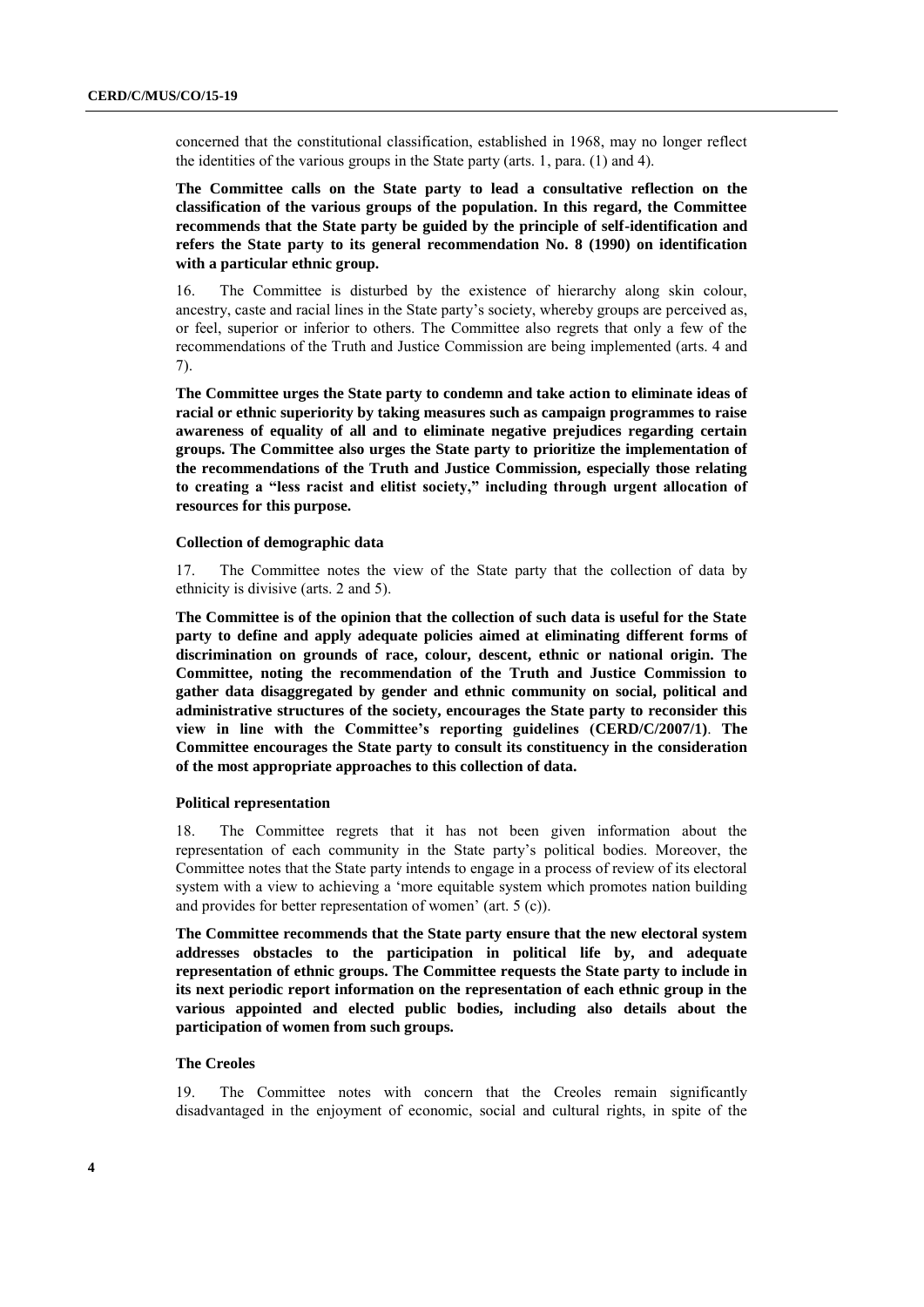concerned that the constitutional classification, established in 1968, may no longer reflect the identities of the various groups in the State party (arts. 1, para. (1) and 4).

**The Committee calls on the State party to lead a consultative reflection on the classification of the various groups of the population. In this regard, the Committee recommends that the State party be guided by the principle of self-identification and refers the State party to its general recommendation No. 8 (1990) on identification with a particular ethnic group.**

16. The Committee is disturbed by the existence of hierarchy along skin colour, ancestry, caste and racial lines in the State party's society, whereby groups are perceived as, or feel, superior or inferior to others. The Committee also regrets that only a few of the recommendations of the Truth and Justice Commission are being implemented (arts. 4 and 7).

**The Committee urges the State party to condemn and take action to eliminate ideas of racial or ethnic superiority by taking measures such as campaign programmes to raise awareness of equality of all and to eliminate negative prejudices regarding certain groups. The Committee also urges the State party to prioritize the implementation of the recommendations of the Truth and Justice Commission, especially those relating to creating a "less racist and elitist society," including through urgent allocation of resources for this purpose.**

### Collection of demographic data

17. The Committee notes the view of the State party that the collection of data by ethnicity is divisive (arts. 2 and 5).

**The Committee is of the opinion that the collection of such data is useful for the State party to define and apply adequate policies aimed at eliminating different forms of discrimination on grounds of race, colour, descent, ethnic or national origin. The Committee, noting the recommendation of the Truth and Justice Commission to gather data disaggregated by gender and ethnic community on social, political and administrative structures of the society, encourages the State party to reconsider this view in line with the Committee's reporting guidelines (CERD/C/2007/1). The Committee encourages the State party to consult its constituency in the consideration of the most appropriate approaches to this collection of data.**

### Political representation

18. The Committee regrets that it has not been given information about the representation of each community in the State party's political bodies. Moreover, the Committee notes that the State party intends to engage in a process of review of its electoral system with a view to achieving a 'more equitable system which promotes nation building and provides for better representation of women' (art. 5 (c)).

**The Committee recommends that the State party ensure that the new electoral system addresses obstacles to the participation in political life by, and adequate representation of ethnic groups. The Committee requests the State party to include in its next periodic report information on the representation of each ethnic group in the various appointed and elected public bodies, including also details about the participation of women from such groups.**

### The Creoles

19. The Committee notes with concern that the Creoles remain significantly disadvantaged in the enjoyment of economic, social and cultural rights, in spite of the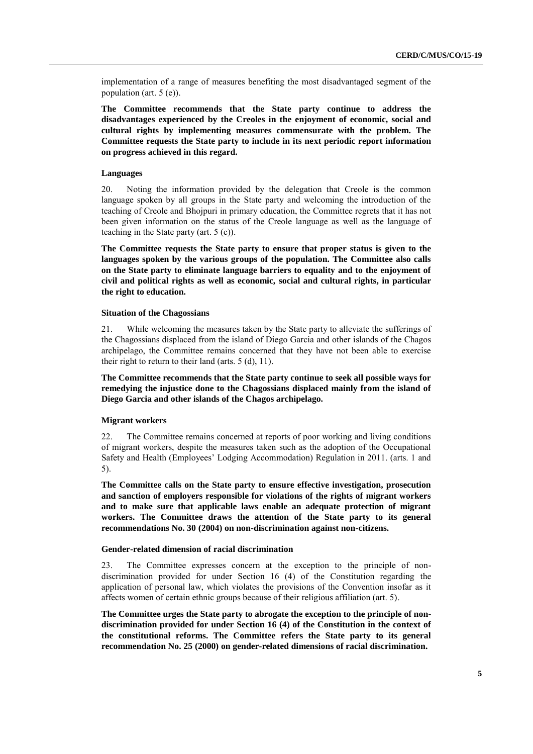implementation of a range of measures benefiting the most disadvantaged segment of the population (art. 5 (e)).

**The Committee recommends that the State party continue to address the disadvantages experienced by the Creoles in the enjoyment of economic, social and cultural rights by implementing measures commensurate with the problem. The Committee requests the State party to include in its next periodic report information on progress achieved in this regard.**

#### Languages

20. Noting the information provided by the delegation that Creole is the common language spoken by all groups in the State party and welcoming the introduction of the teaching of Creole and Bhojpuri in primary education, the Committee regrets that it has not been given information on the status of the Creole language as well as the language of teaching in the State party (art. 5 (c)).

**The Committee requests the State party to ensure that proper status is given to the languages spoken by the various groups of the population. The Committee also calls on the State party to eliminate language barriers to equality and to the enjoyment of civil and political rights as well as economic, social and cultural rights, in particular the right to education.**

#### Situation of the Chagossians

21. While welcoming the measures taken by the State party to alleviate the sufferings of the Chagossians displaced from the island of Diego Garcia and other islands of the Chagos archipelago, the Committee remains concerned that they have not been able to exercise their right to return to their land (arts. 5 (d), 11).

**The Committee recommends that the State party continue to seek all possible ways for remedying the injustice done to the Chagossians displaced mainly from the island of Diego Garcia and other islands of the Chagos archipelago.**

#### Migrant workers

22. The Committee remains concerned at reports of poor working and living conditions of migrant workers, despite the measures taken such as the adoption of the Occupational Safety and Health (Employees' Lodging Accommodation) Regulation in 2011. (arts. 1 and 5).

**The Committee calls on the State party to ensure effective investigation, prosecution and sanction of employers responsible for violations of the rights of migrant workers and to make sure that applicable laws enable an adequate protection of migrant workers. The Committee draws the attention of the State party to its general recommendations No. 30 (2004) on non-discrimination against non-citizens.**

#### Gender-related dimension of racial discrimination

23. The Committee expresses concern at the exception to the principle of non-discrimination provided for under Section 16 (4) of the Constitution regarding the application of personal law, which violates the provisions of the Convention insofar as it affects women of certain ethnic groups because of their religious affiliation (art. 5).

**The Committee urges the State party to abrogate the exception to the principle of non-discrimination provided for under Section 16 (4) of the Constitution in the context of the constitutional reforms. The Committee refers the State party to its general recommendation No. 25 (2000) on gender-related dimensions of racial discrimination.**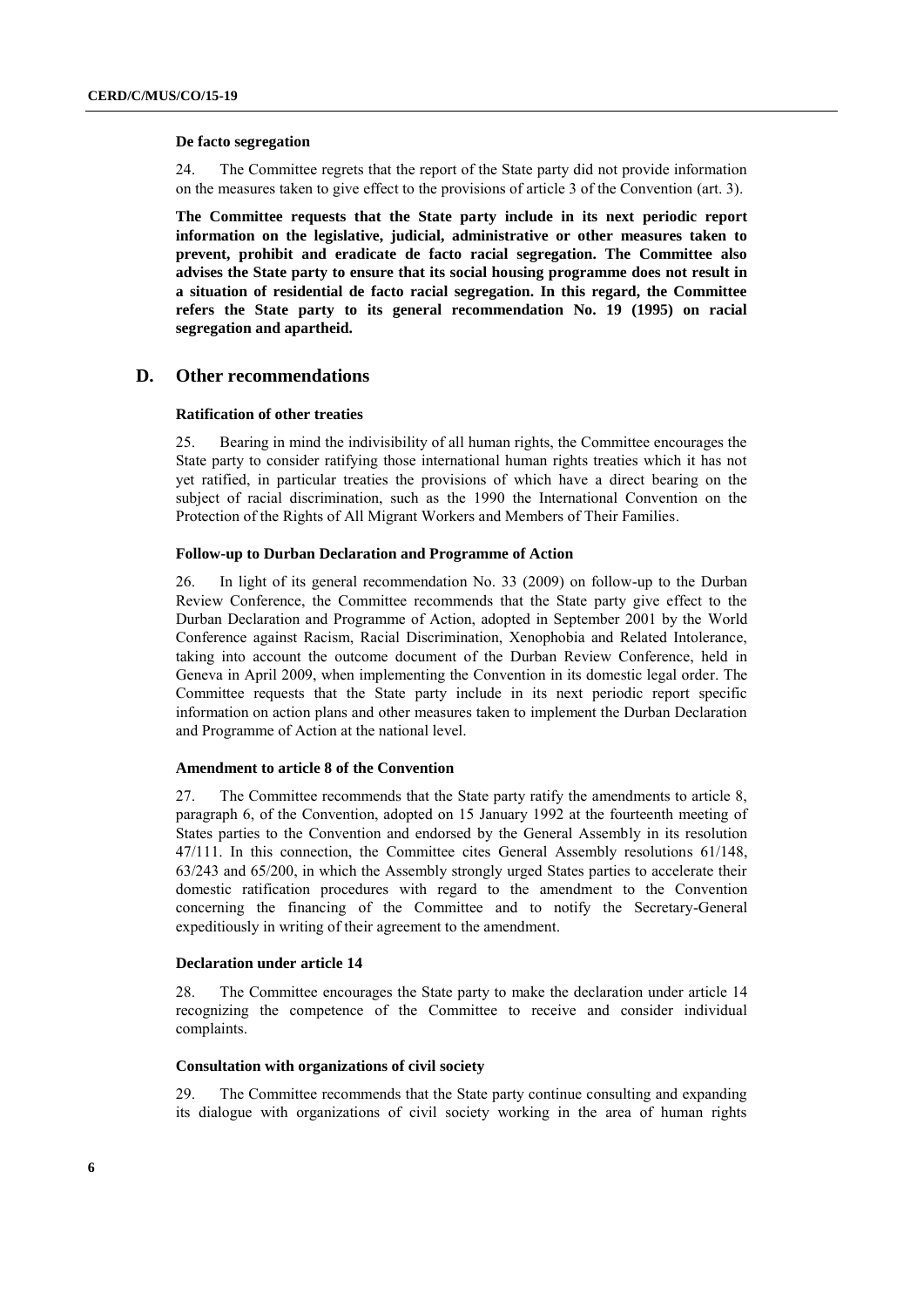**De facto segregation**

24. The Committee regrets that the report of the State party did not provide information on the measures taken to give effect to the provisions of article 3 of the Convention (art. 3).

**The Committee requests that the State party include in its next periodic report information on the legislative, judicial, administrative or other measures taken to prevent, prohibit and eradicate de facto racial segregation. The Committee also advises the State party to ensure that its social housing programme does not result in a situation of residential de facto racial segregation. In this regard, the Committee refers the State party to its general recommendation No. 19 (1995) on racial segregation and apartheid.**

## D. Other recommendations

**Ratification of other treaties**

25. Bearing in mind the indivisibility of all human rights, the Committee encourages the State party to consider ratifying those international human rights treaties which it has not yet ratified, in particular treaties the provisions of which have a direct bearing on the subject of racial discrimination, such as the 1990 the International Convention on the Protection of the Rights of All Migrant Workers and Members of Their Families.

**Follow-up to Durban Declaration and Programme of Action**

26. In light of its general recommendation No. 33 (2009) on follow-up to the Durban Review Conference, the Committee recommends that the State party give effect to the Durban Declaration and Programme of Action, adopted in September 2001 by the World Conference against Racism, Racial Discrimination, Xenophobia and Related Intolerance, taking into account the outcome document of the Durban Review Conference, held in Geneva in April 2009, when implementing the Convention in its domestic legal order. The Committee requests that the State party include in its next periodic report specific information on action plans and other measures taken to implement the Durban Declaration and Programme of Action at the national level.

**Amendment to article 8 of the Convention**

27. The Committee recommends that the State party ratify the amendments to article 8, paragraph 6, of the Convention, adopted on 15 January 1992 at the fourteenth meeting of States parties to the Convention and endorsed by the General Assembly in its resolution 47/111. In this connection, the Committee cites General Assembly resolutions 61/148, 63/243 and 65/200, in which the Assembly strongly urged States parties to accelerate their domestic ratification procedures with regard to the amendment to the Convention concerning the financing of the Committee and to notify the Secretary-General expeditiously in writing of their agreement to the amendment.

**Declaration under article 14**

28. The Committee encourages the State party to make the declaration under article 14 recognizing the competence of the Committee to receive and consider individual complaints.

**Consultation with organizations of civil society**

29. The Committee recommends that the State party continue consulting and expanding its dialogue with organizations of civil society working in the area of human rights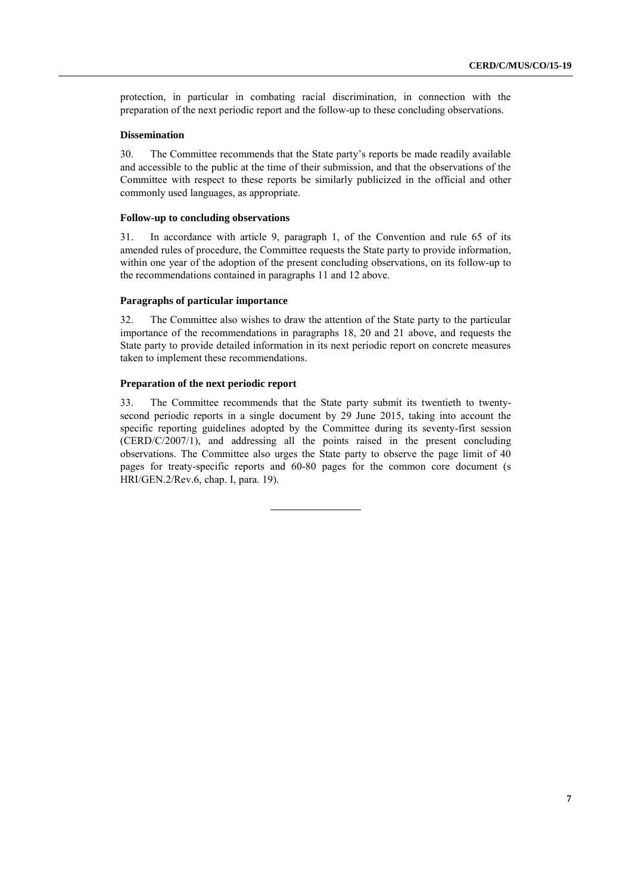protection, in particular in combating racial discrimination, in connection with the preparation of the next periodic report and the follow-up to these concluding observations.

**Dissemination**

30. The Committee recommends that the State party's reports be made readily available and accessible to the public at the time of their submission, and that the observations of the Committee with respect to these reports be similarly publicized in the official and other commonly used languages, as appropriate.

**Follow-up to concluding observations**

31. In accordance with article 9, paragraph 1, of the Convention and rule 65 of its amended rules of procedure, the Committee requests the State party to provide information, within one year of the adoption of the present concluding observations, on its follow-up to the recommendations contained in paragraphs 11 and 12 above.

**Paragraphs of particular importance**

32. The Committee also wishes to draw the attention of the State party to the particular importance of the recommendations in paragraphs 18, 20 and 21 above, and requests the State party to provide detailed information in its next periodic report on concrete measures taken to implement these recommendations.

**Preparation of the next periodic report**

33. The Committee recommends that the State party submit its twentieth to twenty-second periodic reports in a single document by 29 June 2015, taking into account the specific reporting guidelines adopted by the Committee during its seventy-first session (CERD/C/2007/1), and addressing all the points raised in the present concluding observations. The Committee also urges the State party to observe the page limit of 40 pages for treaty-specific reports and 60-80 pages for the common core document (s HRI/GEN.2/Rev.6, chap. I, para. 19).